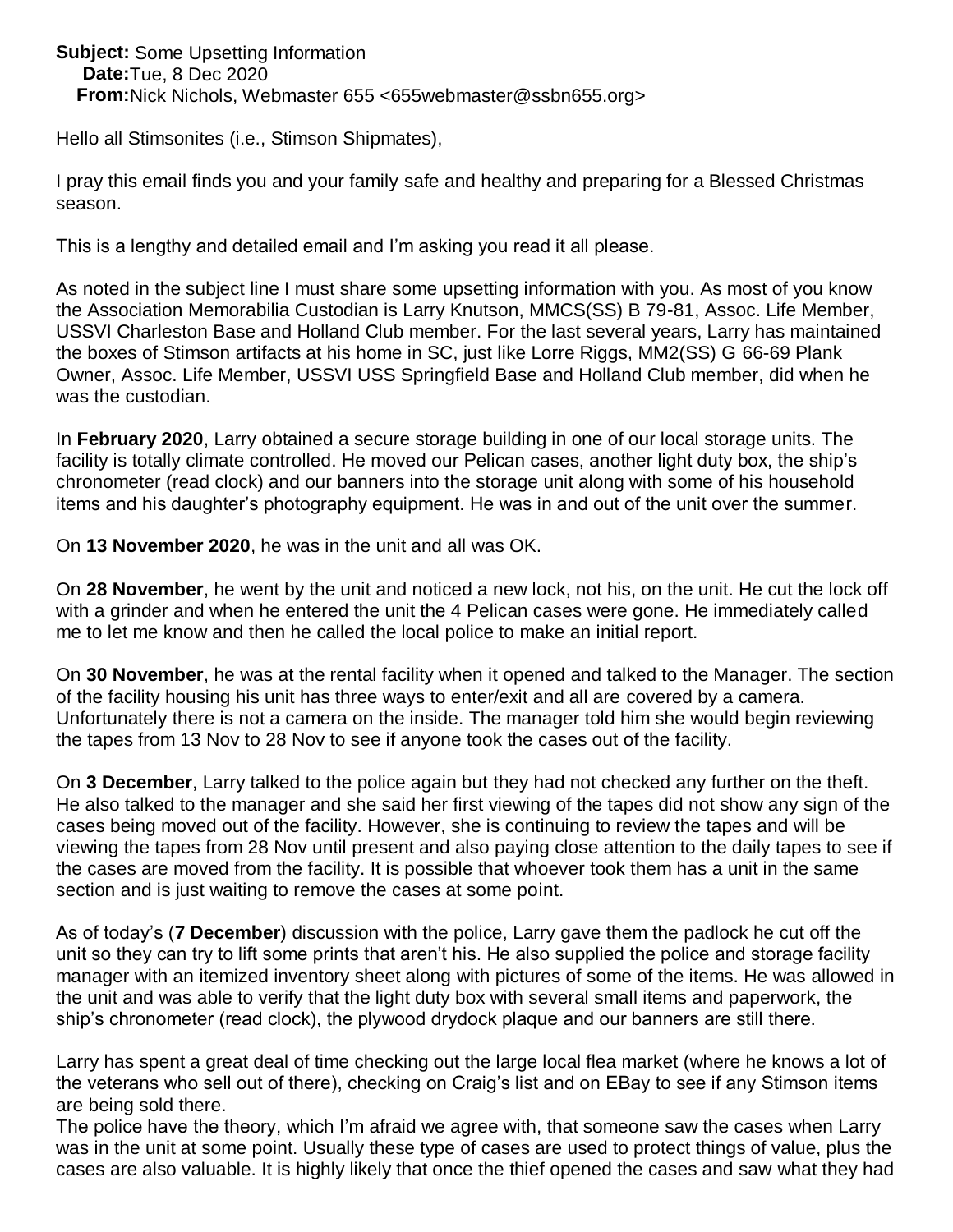**Subject:** Some Upsetting Information
**Date:** Tue, 8 Dec 2020
**From:** Nick Nichols, Webmaster 655 <655webmaster@ssbn655.org>

Hello all Stimsonites (i.e., Stimson Shipmates),

I pray this email finds you and your family safe and healthy and preparing for a Blessed Christmas season.

This is a lengthy and detailed email and I'm asking you read it all please.

As noted in the subject line I must share some upsetting information with you. As most of you know the Association Memorabilia Custodian is Larry Knutson, MMCS(SS) B 79-81, Assoc. Life Member, USSVI Charleston Base and Holland Club member. For the last several years, Larry has maintained the boxes of Stimson artifacts at his home in SC, just like Lorre Riggs, MM2(SS) G 66-69 Plank Owner, Assoc. Life Member, USSVI USS Springfield Base and Holland Club member, did when he was the custodian.

In **February 2020**, Larry obtained a secure storage building in one of our local storage units. The facility is totally climate controlled. He moved our Pelican cases, another light duty box, the ship's chronometer (read clock) and our banners into the storage unit along with some of his household items and his daughter's photography equipment. He was in and out of the unit over the summer.

On **13 November 2020**, he was in the unit and all was OK.

On **28 November**, he went by the unit and noticed a new lock, not his, on the unit. He cut the lock off with a grinder and when he entered the unit the 4 Pelican cases were gone. He immediately called me to let me know and then he called the local police to make an initial report.

On **30 November**, he was at the rental facility when it opened and talked to the Manager. The section of the facility housing his unit has three ways to enter/exit and all are covered by a camera. Unfortunately there is not a camera on the inside. The manager told him she would begin reviewing the tapes from 13 Nov to 28 Nov to see if anyone took the cases out of the facility.

On **3 December**, Larry talked to the police again but they had not checked any further on the theft. He also talked to the manager and she said her first viewing of the tapes did not show any sign of the cases being moved out of the facility. However, she is continuing to review the tapes and will be viewing the tapes from 28 Nov until present and also paying close attention to the daily tapes to see if the cases are moved from the facility. It is possible that whoever took them has a unit in the same section and is just waiting to remove the cases at some point.

As of today's (**7 December**) discussion with the police, Larry gave them the padlock he cut off the unit so they can try to lift some prints that aren't his. He also supplied the police and storage facility manager with an itemized inventory sheet along with pictures of some of the items. He was allowed in the unit and was able to verify that the light duty box with several small items and paperwork, the ship's chronometer (read clock), the plywood drydock plaque and our banners are still there.

Larry has spent a great deal of time checking out the large local flea market (where he knows a lot of the veterans who sell out of there), checking on Craig's list and on EBay to see if any Stimson items are being sold there.
The police have the theory, which I'm afraid we agree with, that someone saw the cases when Larry was in the unit at some point. Usually these type of cases are used to protect things of value, plus the cases are also valuable. It is highly likely that once the thief opened the cases and saw what they had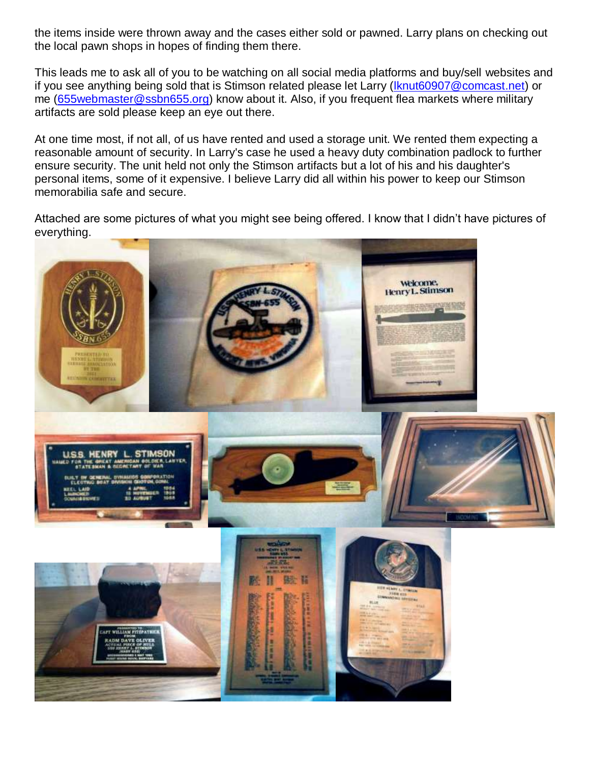the items inside were thrown away and the cases either sold or pawned. Larry plans on checking out the local pawn shops in hopes of finding them there.

This leads me to ask all of you to be watching on all social media platforms and buy/sell websites and if you see anything being sold that is Stimson related please let Larry (lknut60907@comcast.net) or me (655webmaster@ssbn655.org) know about it. Also, if you frequent flea markets where military artifacts are sold please keep an eye out there.

At one time most, if not all, of us have rented and used a storage unit. We rented them expecting a reasonable amount of security. In Larry's case he used a heavy duty combination padlock to further ensure security. The unit held not only the Stimson artifacts but a lot of his and his daughter's personal items, some of it expensive. I believe Larry did all within his power to keep our Stimson memorabilia safe and secure.

Attached are some pictures of what you might see being offered. I know that I didn't have pictures of everything.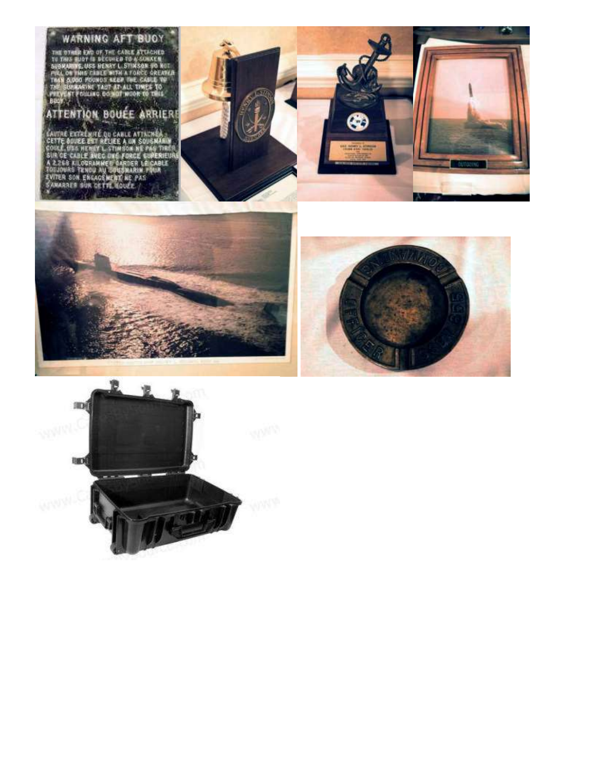WARNING AFT BUOY

THE OTHER END OF THE CABLE ATTACHED TO THIS BUOY IS SECURED TO A SUNKEN SUBMARINE. USS HENRY L. STIMSON DO NOT PULL ON THIS CABLE WITH A FORCE GREATER THAN 5,000 POUNDS KEEP THE CABLE TO THE SUBMARINE TAUT AT ALL TIMES TO PREVENT FOULING DO NOT MOOR TO THIS BUOY.

ATTENTION BOUÉE ARRIERE

L'AUTRE EXTRÉMITÉ DU CABLE ATTACHÉ A CETTE BOUÉE EST RELIÉE A UN SOUSMARIN COULÉ, USS HENRY L. STIMSON NE PAS TIRER SUR CE CABLE AVEC UNE FORCE SUPERIEURE A 2,268 KILOGRAMMES GARDER LE CABLE TOUJOURS TENDU AU SOUSMARIN POUR EVITER SON ENGAGEMENT NE PAS S'AMARRER SUR CETTE BOUÉE.

OUTGOING

COMMANDING OFFICER SSBN 655